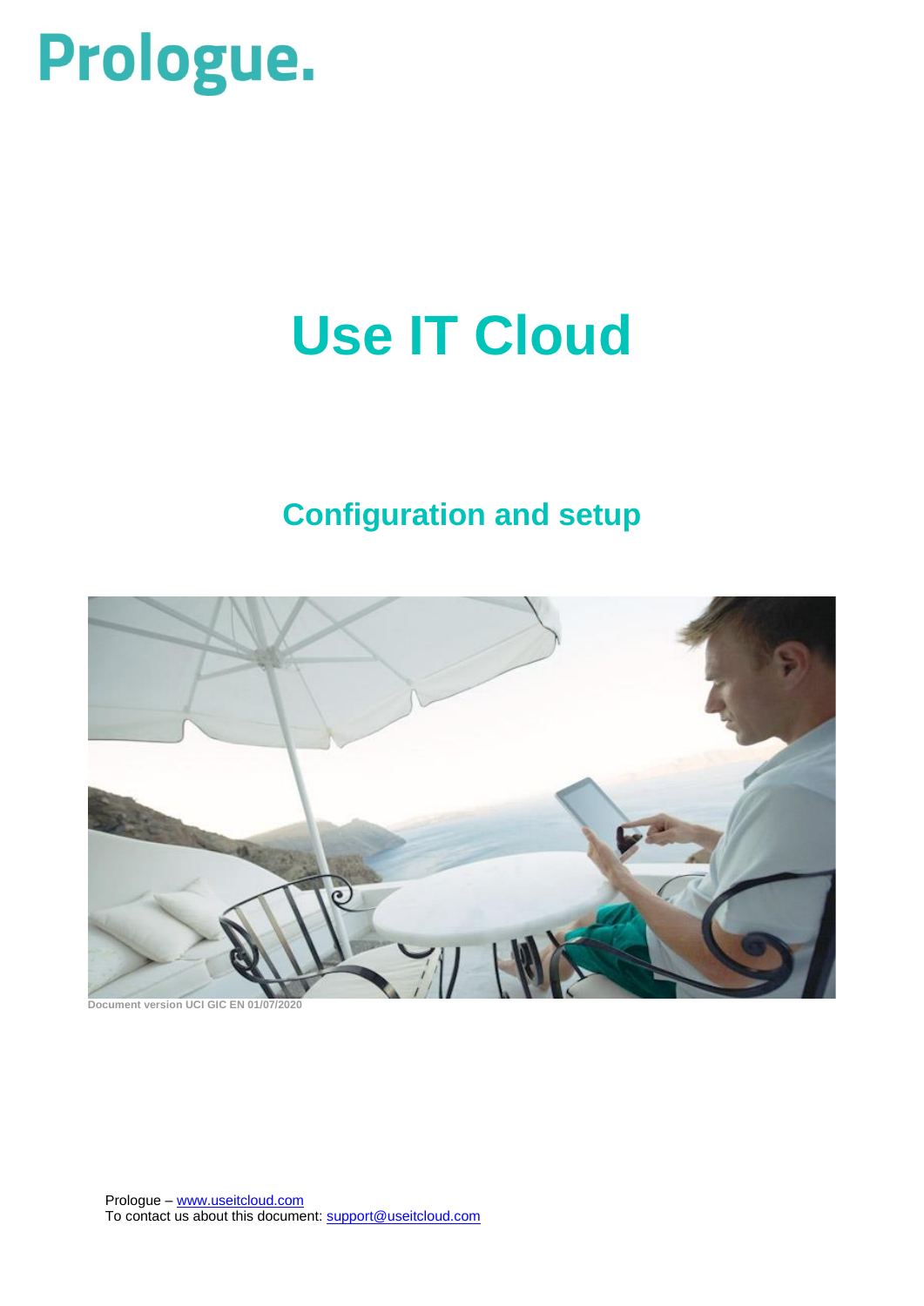Prologue.

# Use IT Cloud

## Configuration and setup

Document version UCI GIC EN 01/07/2020

Prologue – www.useitcloud.com
To contact us about this document: support@useitcloud.com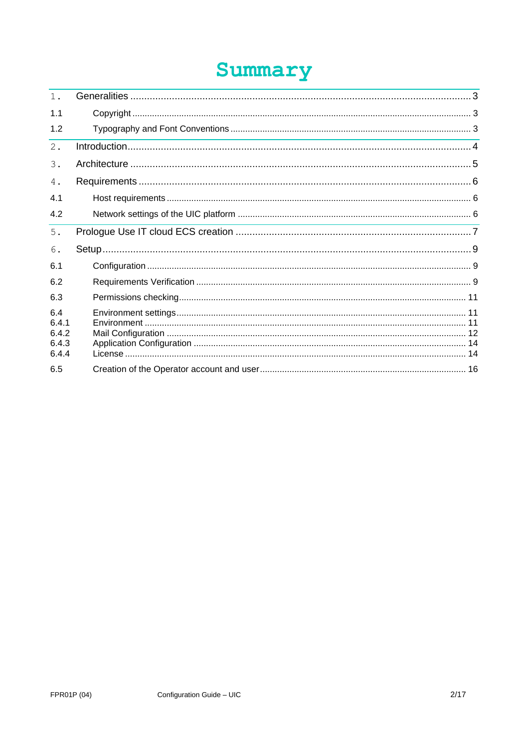# Summary

1. Generalities ........ 3
   - 1.1 Copyright ........ 3
   - 1.2 Typography and Font Conventions ........ 3
2. Introduction ........ 4
3. Architecture ........ 5
4. Requirements ........ 6
   - 4.1 Host requirements ........ 6
   - 4.2 Network settings of the UIC platform ........ 6
5. Prologue Use IT cloud ECS creation ........ 7
6. Setup ........ 9
   - 6.1 Configuration ........ 9
   - 6.2 Requirements Verification ........ 9
   - 6.3 Permissions checking ........ 11
   - 6.4 Environment settings ........ 11
     - 6.4.1 Environment ........ 11
     - 6.4.2 Mail Configuration ........ 12
     - 6.4.3 Application Configuration ........ 14
     - 6.4.4 License ........ 14
   - 6.5 Creation of the Operator account and user ........ 16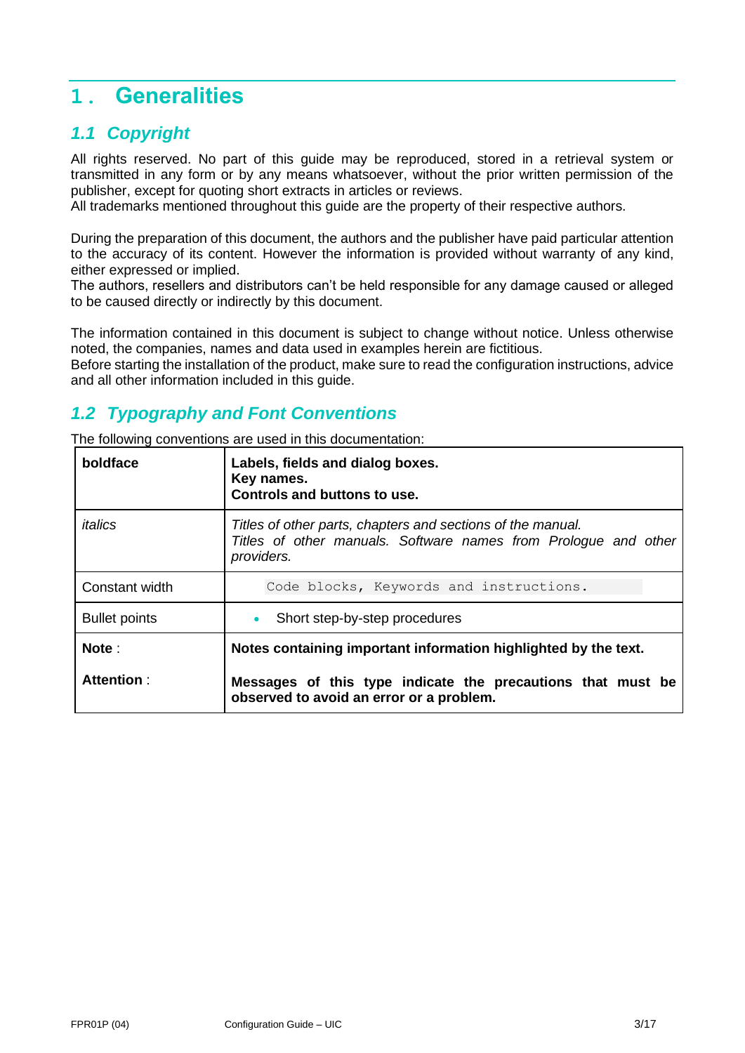# 1. Generalities

## *1.1 Copyright*

All rights reserved. No part of this guide may be reproduced, stored in a retrieval system or transmitted in any form or by any means whatsoever, without the prior written permission of the publisher, except for quoting short extracts in articles or reviews.
All trademarks mentioned throughout this guide are the property of their respective authors.

During the preparation of this document, the authors and the publisher have paid particular attention to the accuracy of its content. However the information is provided without warranty of any kind, either expressed or implied.
The authors, resellers and distributors can't be held responsible for any damage caused or alleged to be caused directly or indirectly by this document.

The information contained in this document is subject to change without notice. Unless otherwise noted, the companies, names and data used in examples herein are fictitious.
Before starting the installation of the product, make sure to read the configuration instructions, advice and all other information included in this guide.

## *1.2 Typography and Font Conventions*

The following conventions are used in this documentation:

| | |
|---|---|
| **boldface** | **Labels, fields and dialog boxes.**<br>**Key names.**<br>**Controls and buttons to use.** |
| *italics* | *Titles of other parts, chapters and sections of the manual.*<br>*Titles of other manuals. Software names from Prologue and other providers.* |
| Constant width | `Code blocks, Keywords and instructions.` |
| Bullet points | • Short step-by-step procedures |
| **Note** :<br><br>**Attention** : | **Notes containing important information highlighted by the text.**<br><br>**Messages of this type indicate the precautions that must be observed to avoid an error or a problem.** |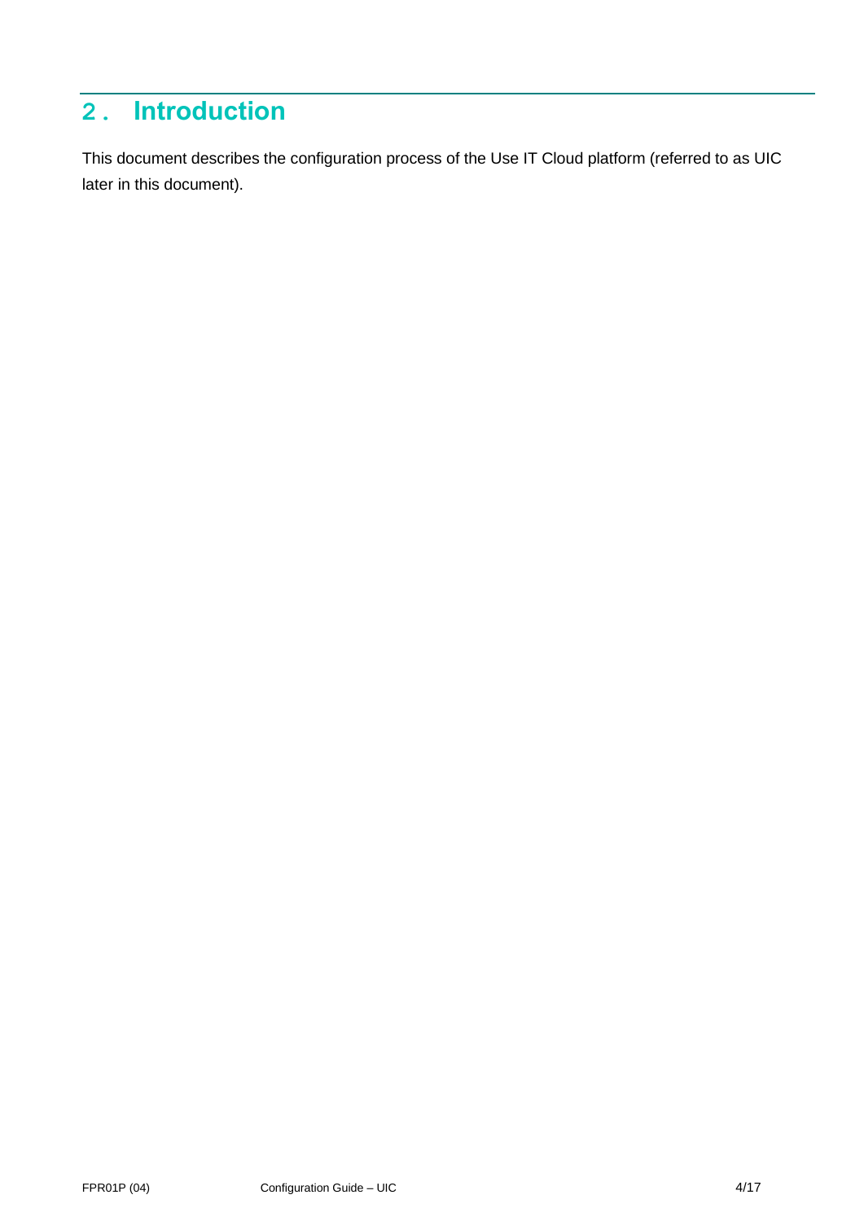# 2. Introduction

This document describes the configuration process of the Use IT Cloud platform (referred to as UIC later in this document).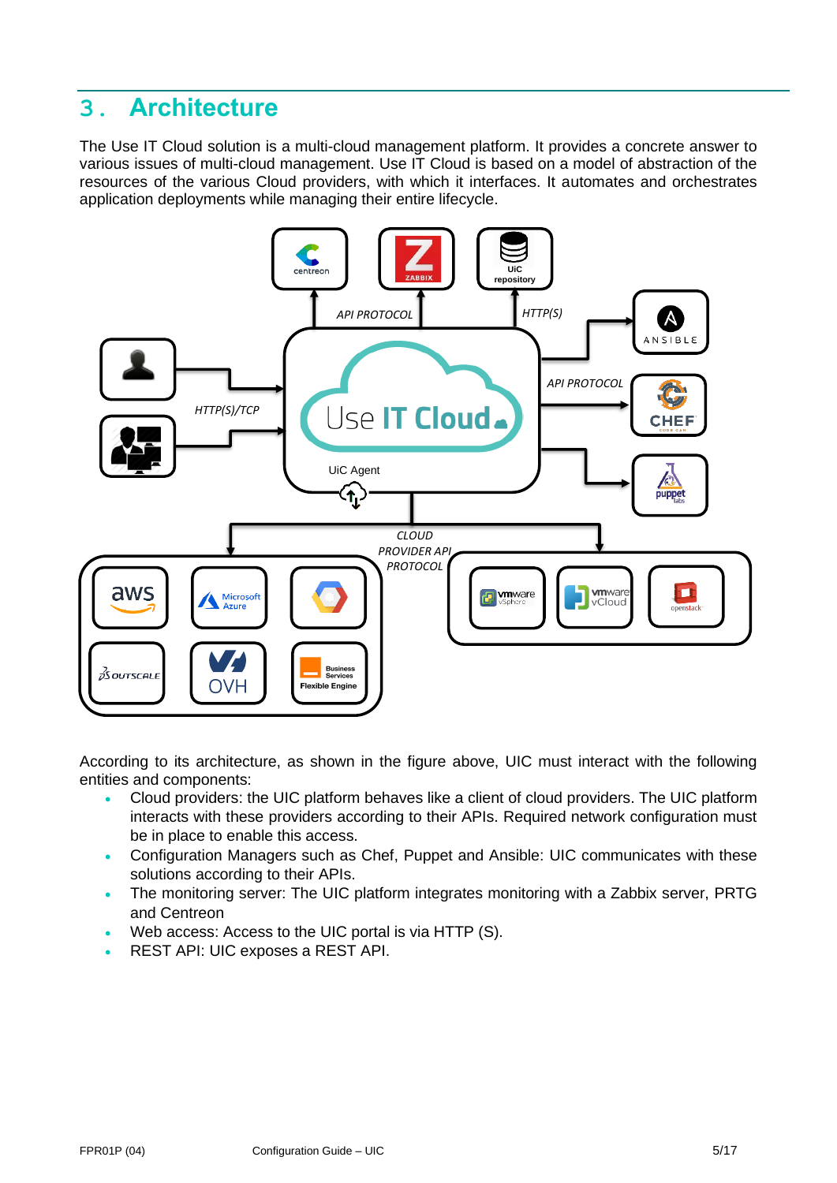# 3. Architecture

The Use IT Cloud solution is a multi-cloud management platform. It provides a concrete answer to various issues of multi-cloud management. Use IT Cloud is based on a model of abstraction of the resources of the various Cloud providers, with which it interfaces. It automates and orchestrates application deployments while managing their entire lifecycle.

According to its architecture, as shown in the figure above, UIC must interact with the following entities and components:

- Cloud providers: the UIC platform behaves like a client of cloud providers. The UIC platform interacts with these providers according to their APIs. Required network configuration must be in place to enable this access.
- Configuration Managers such as Chef, Puppet and Ansible: UIC communicates with these solutions according to their APIs.
- The monitoring server: The UIC platform integrates monitoring with a Zabbix server, PRTG and Centreon
- Web access: Access to the UIC portal is via HTTP (S).
- REST API: UIC exposes a REST API.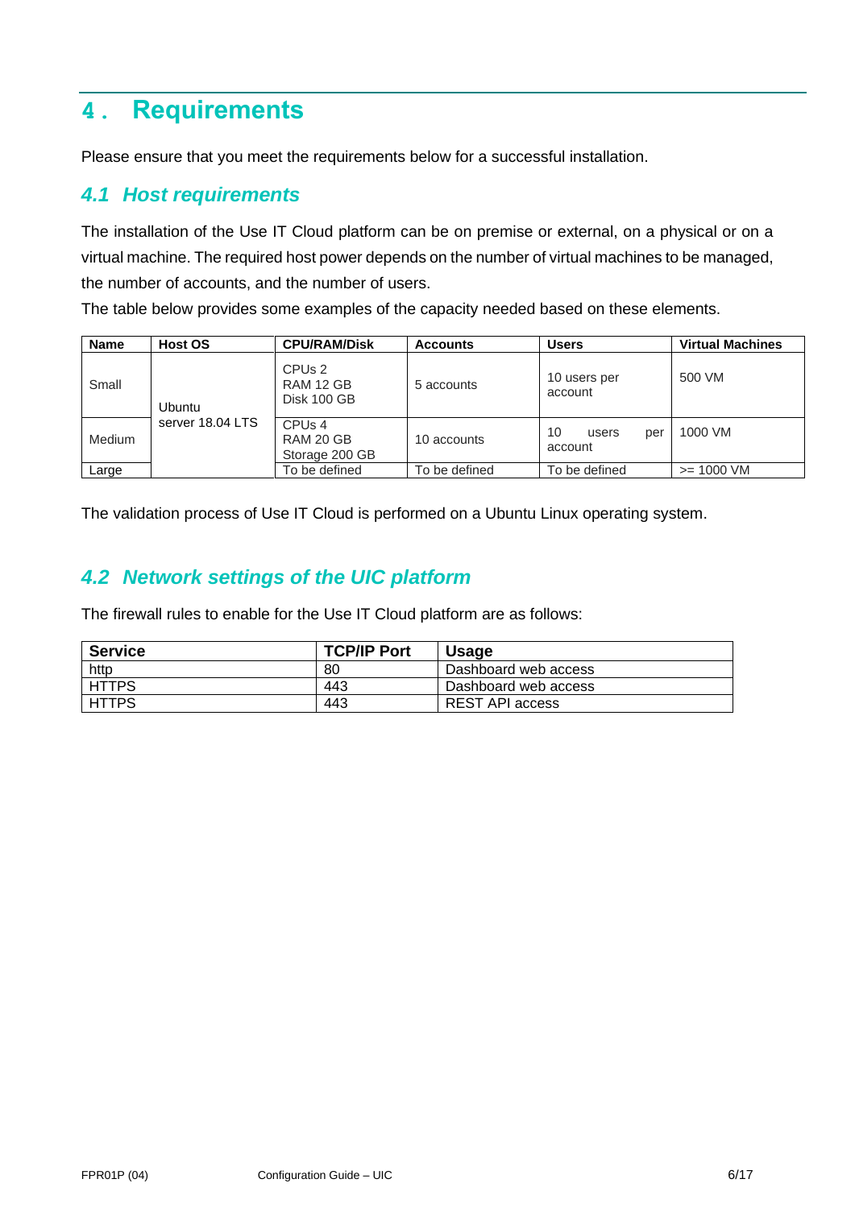# 4. Requirements

Please ensure that you meet the requirements below for a successful installation.

## 4.1 Host requirements

The installation of the Use IT Cloud platform can be on premise or external, on a physical or on a virtual machine. The required host power depends on the number of virtual machines to be managed, the number of accounts, and the number of users.

The table below provides some examples of the capacity needed based on these elements.

| Name | Host OS | CPU/RAM/Disk | Accounts | Users | Virtual Machines |
|---|---|---|---|---|---|
| Small | Ubuntu server 18.04 LTS | CPUs 2<br>RAM 12 GB<br>Disk 100 GB | 5 accounts | 10 users per account | 500 VM |
| Medium | | CPUs 4<br>RAM 20 GB<br>Storage 200 GB | 10 accounts | 10 users per account | 1000 VM |
| Large | | To be defined | To be defined | To be defined | >= 1000 VM |

The validation process of Use IT Cloud is performed on a Ubuntu Linux operating system.

## 4.2 Network settings of the UIC platform

The firewall rules to enable for the Use IT Cloud platform are as follows:

| Service | TCP/IP Port | Usage |
|---|---|---|
| http | 80 | Dashboard web access |
| HTTPS | 443 | Dashboard web access |
| HTTPS | 443 | REST API access |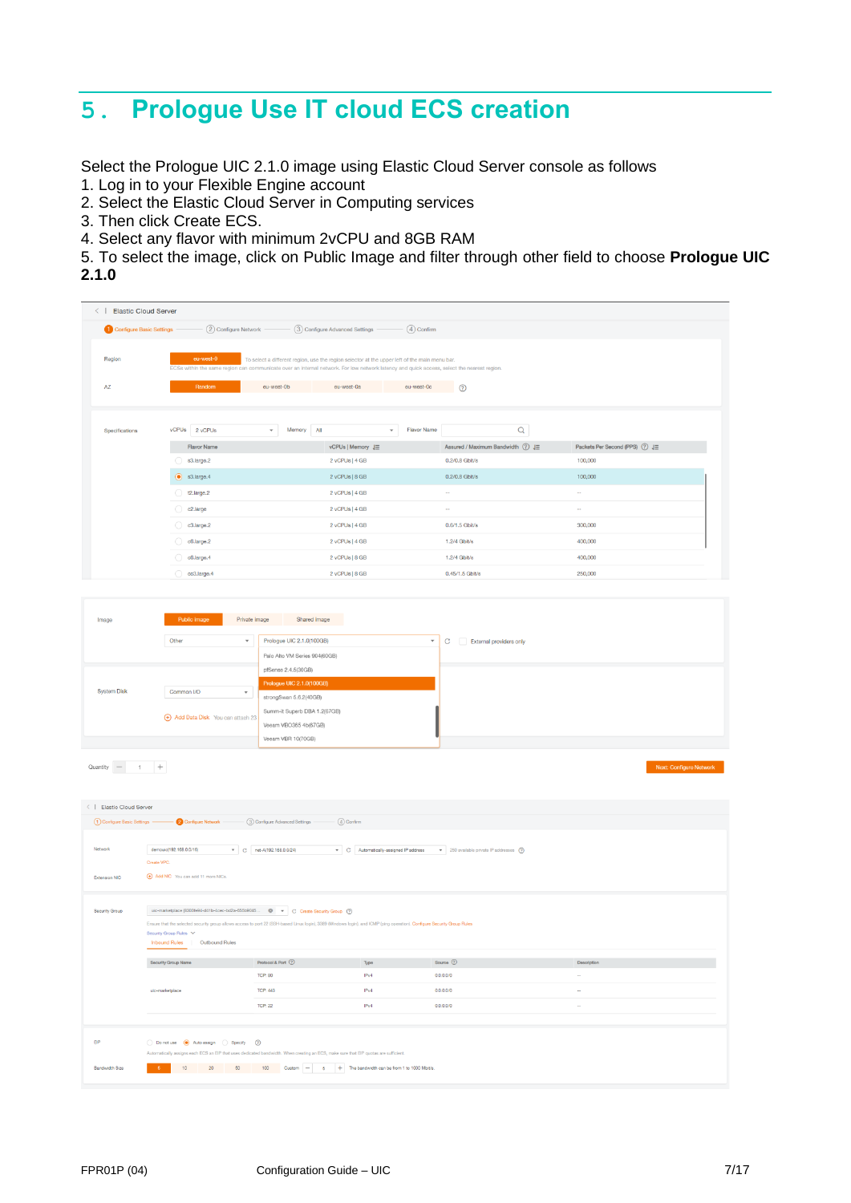# 5. Prologue Use IT cloud ECS creation

Select the Prologue UIC 2.1.0 image using Elastic Cloud Server console as follows

1. Log in to your Flexible Engine account
2. Select the Elastic Cloud Server in Computing services
3. Then click Create ECS.
4. Select any flavor with minimum 2vCPU and 8GB RAM
5. To select the image, click on Public Image and filter through other field to choose **Prologue UIC 2.1.0**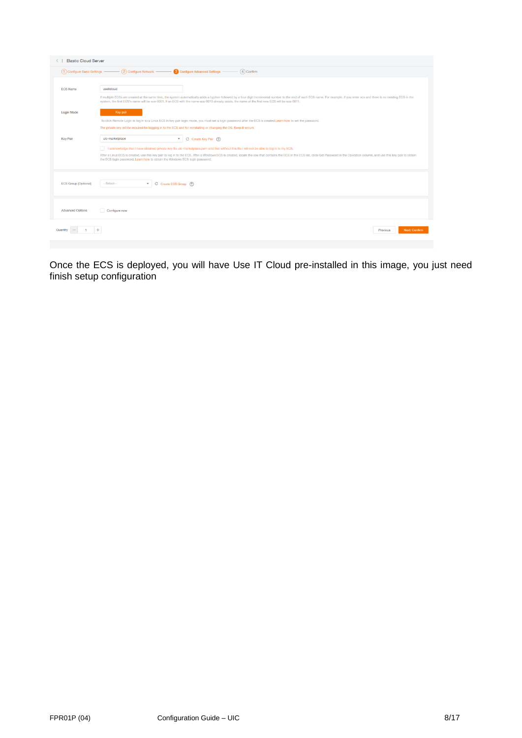Once the ECS is deployed, you will have Use IT Cloud pre-installed in this image, you just need finish setup configuration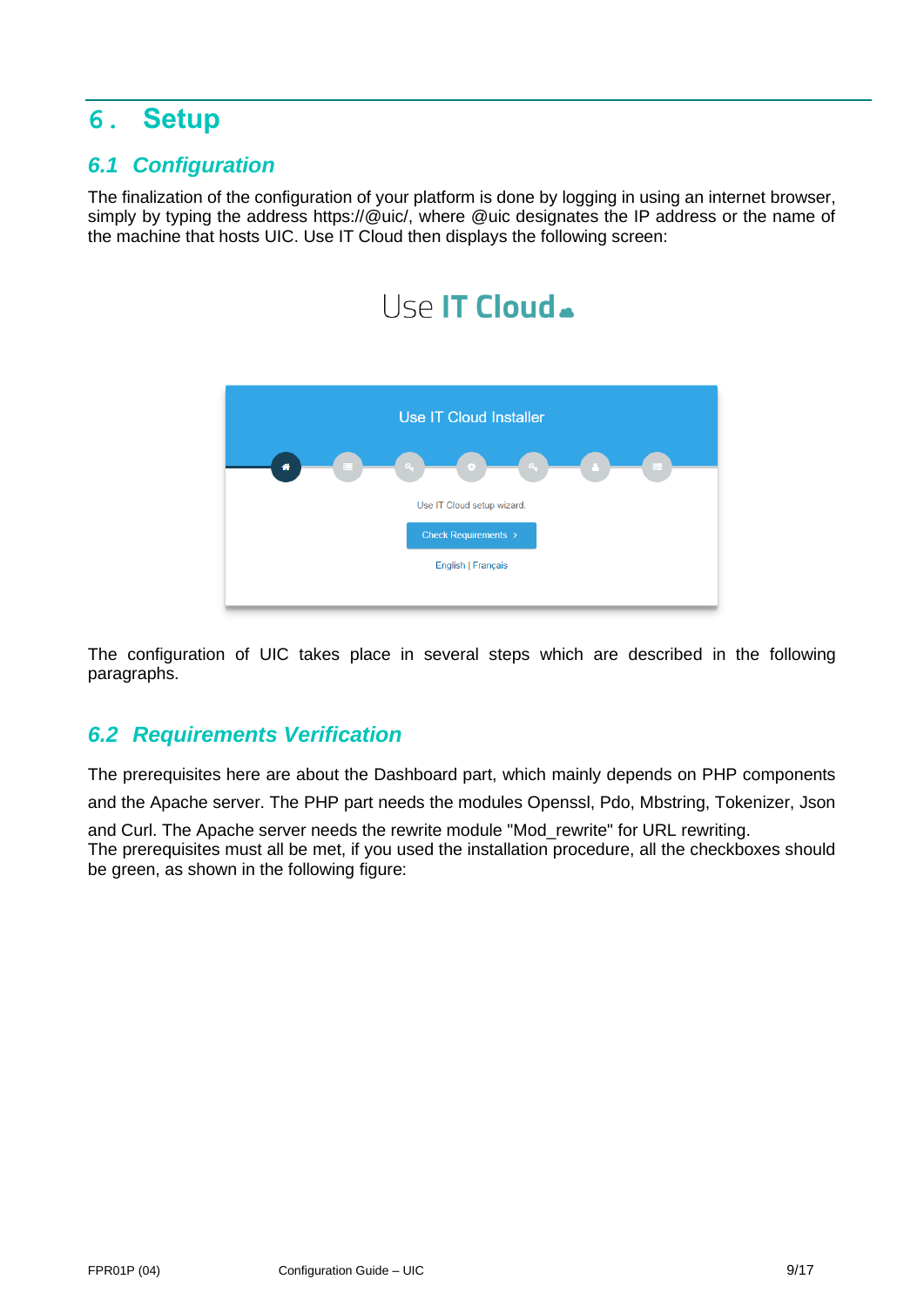# 6. Setup

## 6.1 Configuration

The finalization of the configuration of your platform is done by logging in using an internet browser, simply by typing the address https://@uic/, where @uic designates the IP address or the name of the machine that hosts UIC. Use IT Cloud then displays the following screen:

The configuration of UIC takes place in several steps which are described in the following paragraphs.

## 6.2 Requirements Verification

The prerequisites here are about the Dashboard part, which mainly depends on PHP components and the Apache server. The PHP part needs the modules Openssl, Pdo, Mbstring, Tokenizer, Json and Curl. The Apache server needs the rewrite module "Mod_rewrite" for URL rewriting.
The prerequisites must all be met, if you used the installation procedure, all the checkboxes should be green, as shown in the following figure: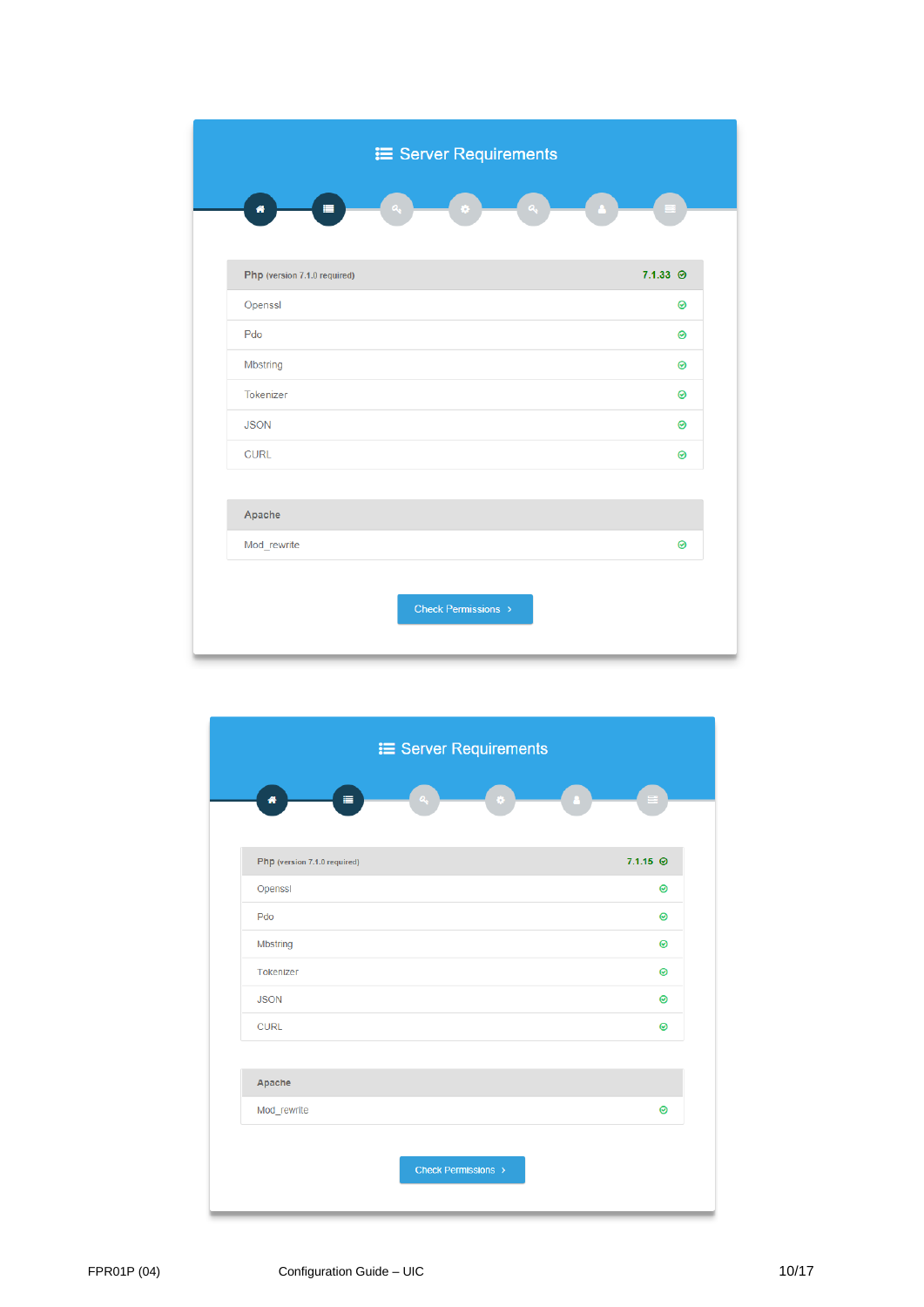## Server Requirements

| Php (version 7.1.0 required) | 7.1.33 ✓ |
| --- | --- |
| Openssl | ✓ |
| Pdo | ✓ |
| Mbstring | ✓ |
| Tokenizer | ✓ |
| JSON | ✓ |
| CURL | ✓ |

| Apache | |
| --- | --- |
| Mod_rewrite | ✓ |

Check Permissions ›

## Server Requirements

| Php (version 7.1.0 required) | 7.1.15 ✓ |
| --- | --- |
| Openssl | ✓ |
| Pdo | ✓ |
| Mbstring | ✓ |
| Tokenizer | ✓ |
| JSON | ✓ |
| CURL | ✓ |

| Apache | |
| --- | --- |
| Mod_rewrite | ✓ |

Check Permissions ›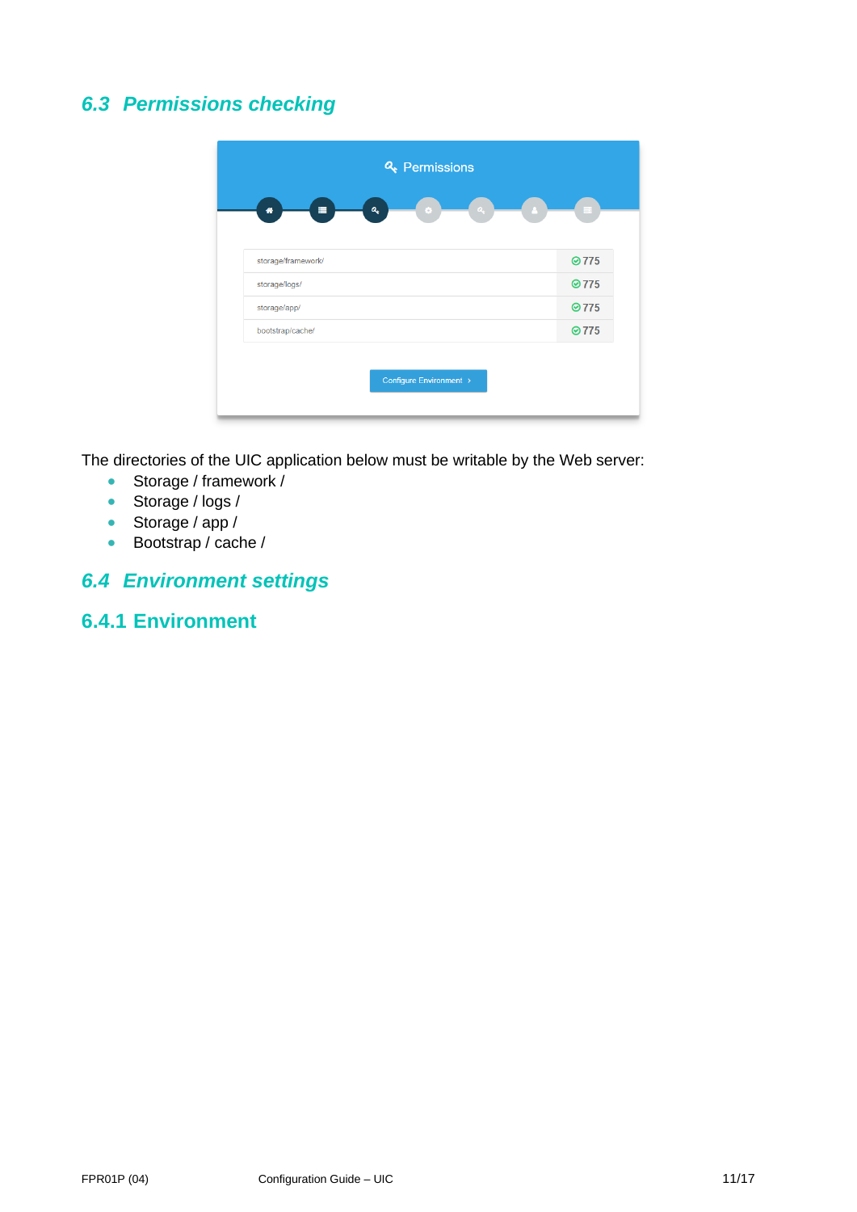## 6.3 Permissions checking

The directories of the UIC application below must be writable by the Web server:

- Storage / framework /
- Storage / logs /
- Storage / app /
- Bootstrap / cache /

## 6.4 Environment settings

### 6.4.1 Environment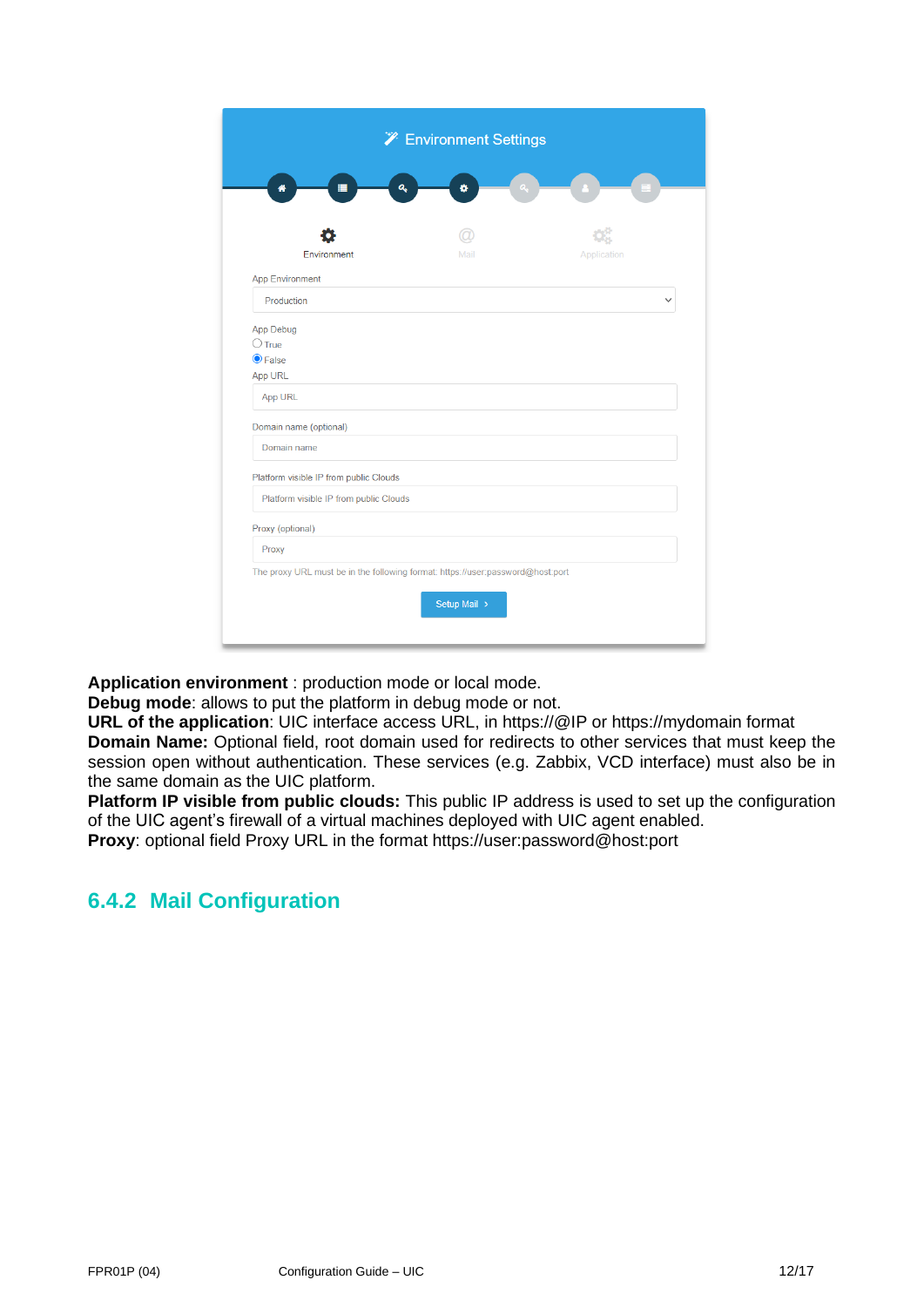**Application environment** : production mode or local mode.
**Debug mode**: allows to put the platform in debug mode or not.
**URL of the application**: UIC interface access URL, in https://@IP or https://mydomain format
**Domain Name:** Optional field, root domain used for redirects to other services that must keep the session open without authentication. These services (e.g. Zabbix, VCD interface) must also be in the same domain as the UIC platform.
**Platform IP visible from public clouds:** This public IP address is used to set up the configuration of the UIC agent's firewall of a virtual machines deployed with UIC agent enabled.
**Proxy**: optional field Proxy URL in the format https://user:password@host:port

### 6.4.2 Mail Configuration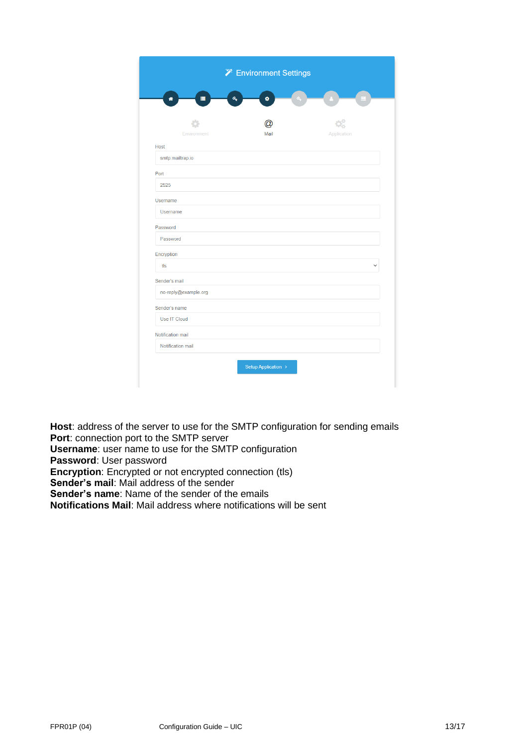**Host**: address of the server to use for the SMTP configuration for sending emails
**Port**: connection port to the SMTP server
**Username**: user name to use for the SMTP configuration
**Password**: User password
**Encryption**: Encrypted or not encrypted connection (tls)
**Sender's mail**: Mail address of the sender
**Sender's name**: Name of the sender of the emails
**Notifications Mail**: Mail address where notifications will be sent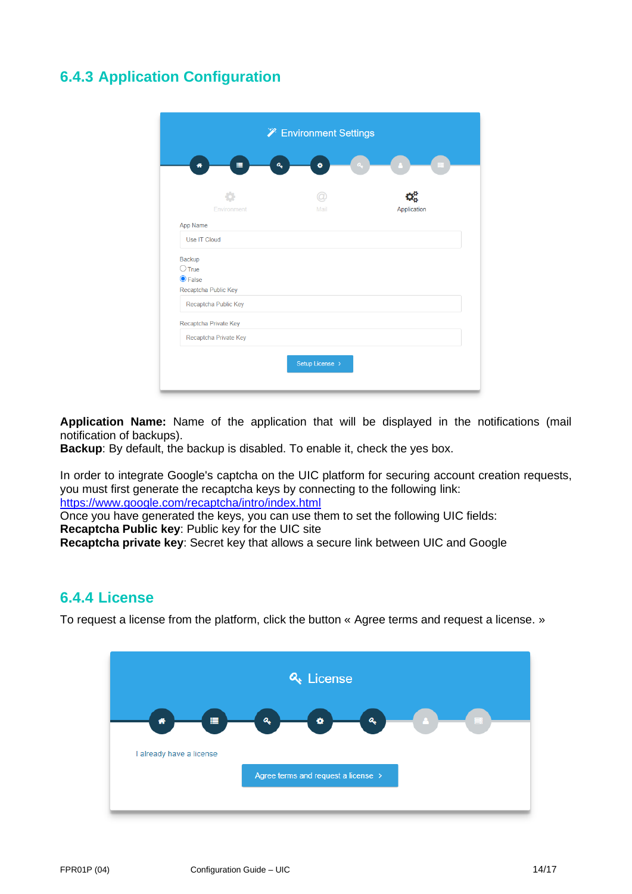### 6.4.3 Application Configuration

**Application Name:** Name of the application that will be displayed in the notifications (mail notification of backups).
**Backup**: By default, the backup is disabled. To enable it, check the yes box.

In order to integrate Google's captcha on the UIC platform for securing account creation requests, you must first generate the recaptcha keys by connecting to the following link:
https://www.google.com/recaptcha/intro/index.html
Once you have generated the keys, you can use them to set the following UIC fields:
**Recaptcha Public key**: Public key for the UIC site
**Recaptcha private key**: Secret key that allows a secure link between UIC and Google

### 6.4.4 License

To request a license from the platform, click the button « Agree terms and request a license. »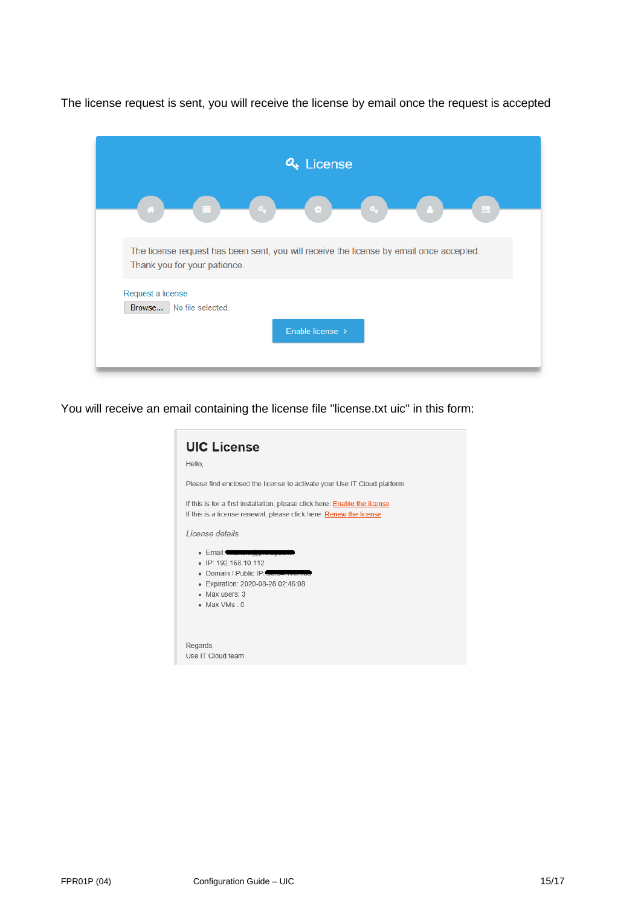The license request is sent, you will receive the license by email once the request is accepted

License

The license request has been sent, you will receive the license by email once accepted.
Thank you for your patience.

Request a license

Browse... No file selected.

Enable license ›

You will receive an email containing the license file "license.txt uic" in this form:

## UIC License

Hello,

Please find enclosed the license to activate your Use IT Cloud platform

If this is for a first installation, please click here: Enable the license
If this is a license renewal, please click here: Renew the license

*License details*

- Email:
- IP: 192.168.10.112
- Domain / Public IP:
- Expiration: 2020-08-28 02:46:08
- Max users: 3
- Max VMs : 0

Regards,
Use IT Cloud team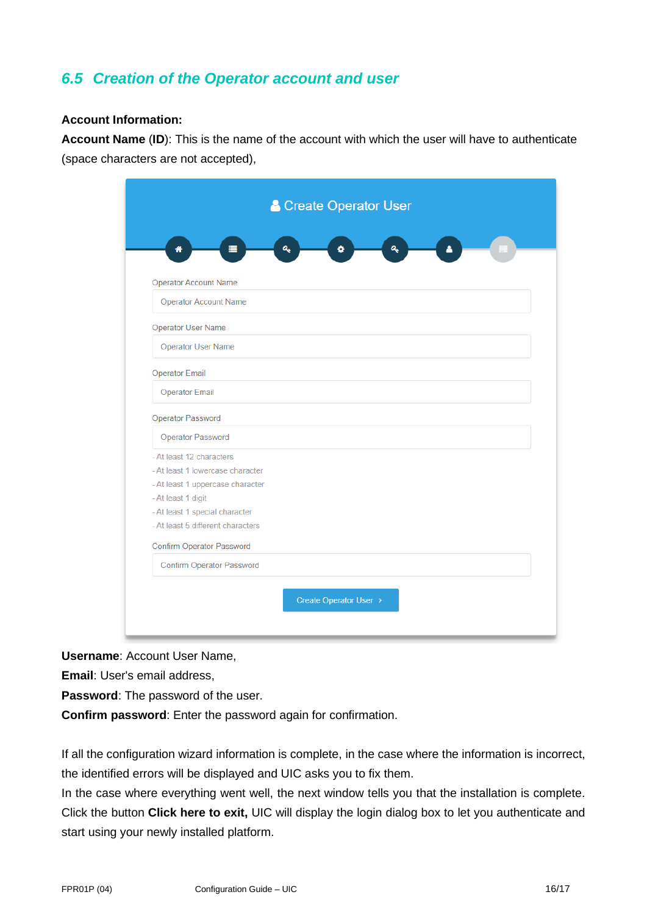## 6.5 Creation of the Operator account and user

**Account Information:**

**Account Name** (**ID**): This is the name of the account with which the user will have to authenticate (space characters are not accepted),

Create Operator User

Operator Account Name

Operator Account Name

Operator User Name

Operator User Name

Operator Email

Operator Email

Operator Password

Operator Password

- At least 12 characters
- At least 1 lowercase character
- At least 1 uppercase character
- At least 1 digit
- At least 1 special character
- At least 5 different characters

Confirm Operator Password

Confirm Operator Password

Create Operator User >

**Username**: Account User Name,

**Email**: User's email address,

**Password**: The password of the user.

**Confirm password**: Enter the password again for confirmation.

If all the configuration wizard information is complete, in the case where the information is incorrect, the identified errors will be displayed and UIC asks you to fix them.

In the case where everything went well, the next window tells you that the installation is complete. Click the button **Click here to exit,** UIC will display the login dialog box to let you authenticate and start using your newly installed platform.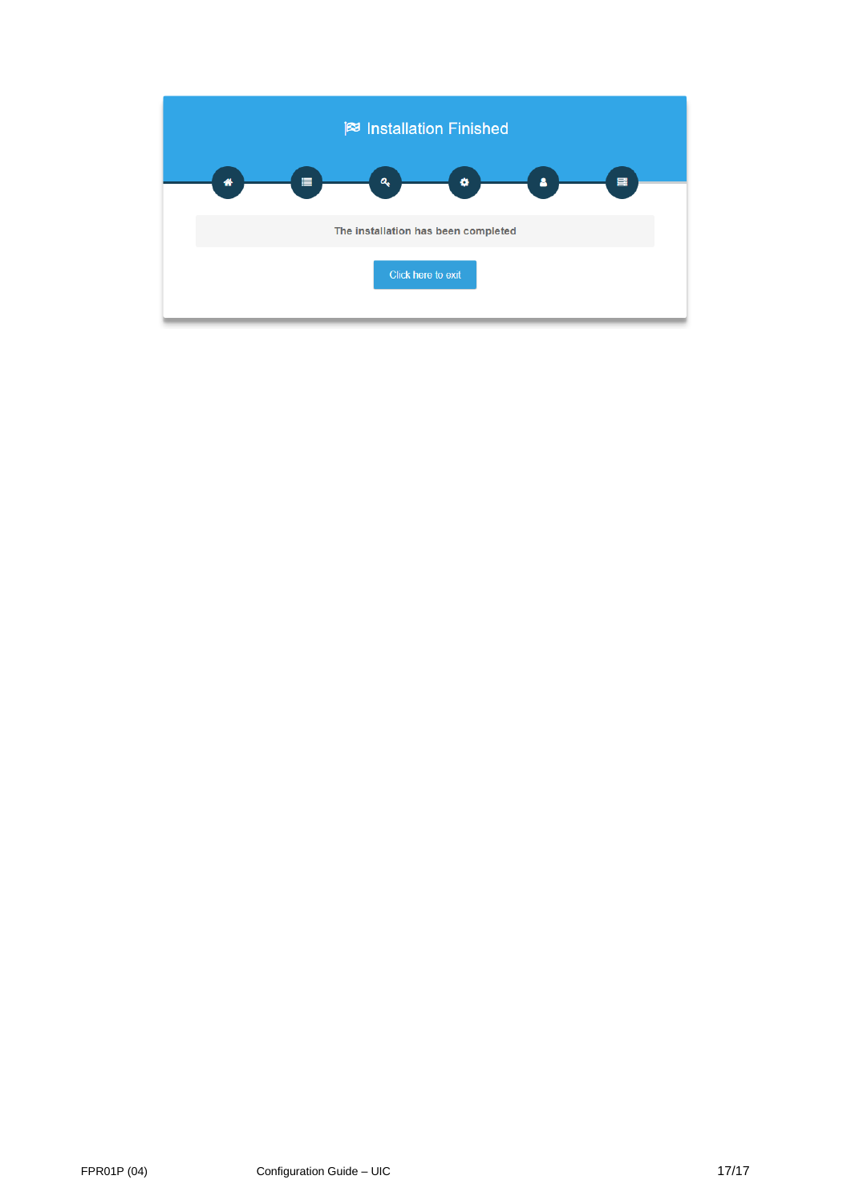Installation Finished

The installation has been completed

Click here to exit